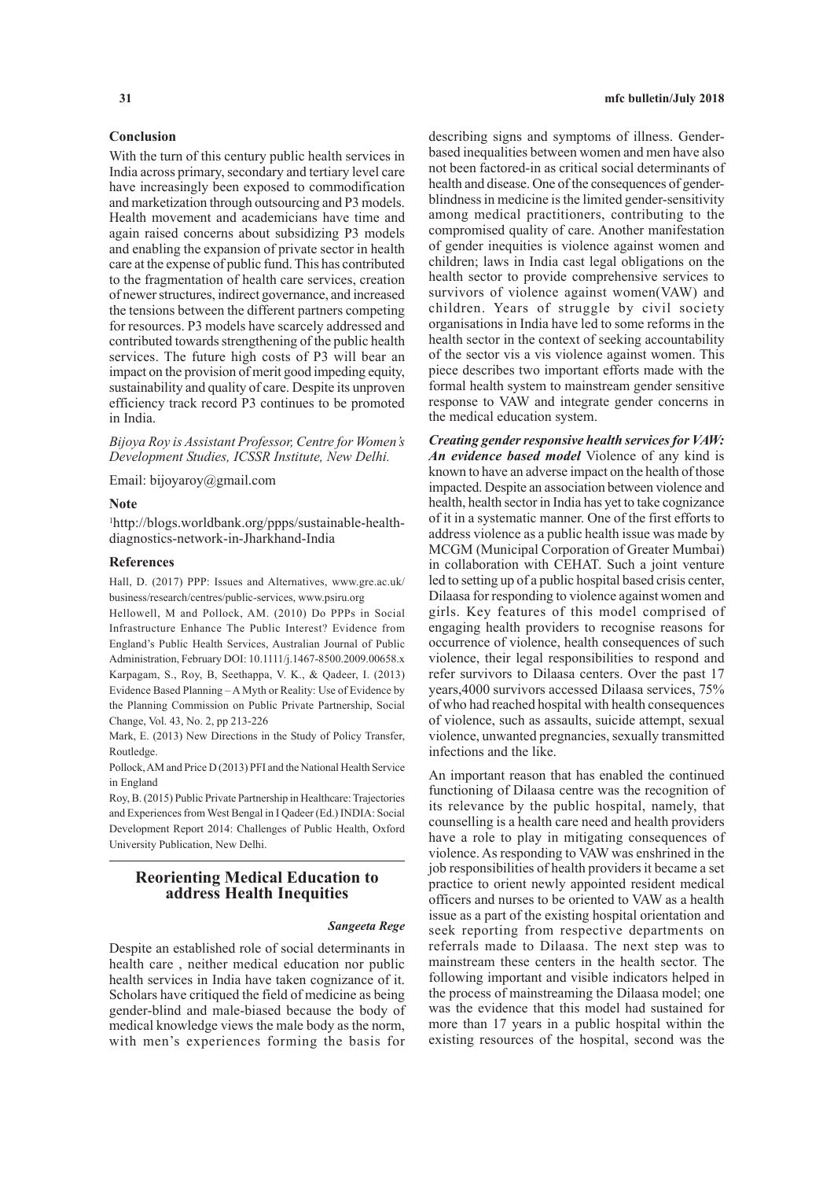## Conclusion

With the turn of this century public health services in India across primary, secondary and tertiary level care have increasingly been exposed to commodification and marketization through outsourcing and P3 models. Health movement and academicians have time and again raised concerns about subsidizing P3 models and enabling the expansion of private sector in health care at the expense of public fund. This has contributed to the fragmentation of health care services, creation of newer structures, indirect governance, and increased the tensions between the different partners competing for resources. P3 models have scarcely addressed and contributed towards strengthening of the public health services. The future high costs of P3 will bear an impact on the provision of merit good impeding equity, sustainability and quality of care. Despite its unproven efficiency track record P3 continues to be promoted in India.

*Bijoya Roy is Assistant Professor, Centre for Women's Development Studies, ICSSR Institute, New Delhi.*

Email: bijoyaroy@gmail.com

### Note

[1]http://blogs.worldbank.org/ppps/sustainable-health-diagnostics-network-in-Jharkhand-India

### References

Hall, D. (2017) PPP: Issues and Alternatives, www.gre.ac.uk/business/research/centres/public-services, www.psiru.org

Hellowell, M and Pollock, AM. (2010) Do PPPs in Social Infrastructure Enhance The Public Interest? Evidence from England's Public Health Services, Australian Journal of Public Administration, February DOI: 10.1111/j.1467-8500.2009.00658.x

Karpagam, S., Roy, B, Seethappa, V. K., & Qadeer, I. (2013) Evidence Based Planning – A Myth or Reality: Use of Evidence by the Planning Commission on Public Private Partnership, Social Change, Vol. 43, No. 2, pp 213-226

Mark, E. (2013) New Directions in the Study of Policy Transfer, Routledge.

Pollock, AM and Price D (2013) PFI and the National Health Service in England

Roy, B. (2015) Public Private Partnership in Healthcare: Trajectories and Experiences from West Bengal in I Qadeer (Ed.) INDIA: Social Development Report 2014: Challenges of Public Health, Oxford University Publication, New Delhi.

## Reorienting Medical Education to address Health Inequities

***Sangeeta Rege***

Despite an established role of social determinants in health care , neither medical education nor public health services in India have taken cognizance of it. Scholars have critiqued the field of medicine as being gender-blind and male-biased because the body of medical knowledge views the male body as the norm, with men's experiences forming the basis for describing signs and symptoms of illness. Gender-based inequalities between women and men have also not been factored-in as critical social determinants of health and disease. One of the consequences of gender-blindness in medicine is the limited gender-sensitivity among medical practitioners, contributing to the compromised quality of care. Another manifestation of gender inequities is violence against women and children; laws in India cast legal obligations on the health sector to provide comprehensive services to survivors of violence against women(VAW) and children. Years of struggle by civil society organisations in India have led to some reforms in the health sector in the context of seeking accountability of the sector vis a vis violence against women. This piece describes two important efforts made with the formal health system to mainstream gender sensitive response to VAW and integrate gender concerns in the medical education system.

***Creating gender responsive health services for VAW: An evidence based model*** Violence of any kind is known to have an adverse impact on the health of those impacted. Despite an association between violence and health, health sector in India has yet to take cognizance of it in a systematic manner. One of the first efforts to address violence as a public health issue was made by MCGM (Municipal Corporation of Greater Mumbai) in collaboration with CEHAT. Such a joint venture led to setting up of a public hospital based crisis center, Dilaasa for responding to violence against women and girls. Key features of this model comprised of engaging health providers to recognise reasons for occurrence of violence, health consequences of such violence, their legal responsibilities to respond and refer survivors to Dilaasa centers. Over the past 17 years,4000 survivors accessed Dilaasa services, 75% of who had reached hospital with health consequences of violence, such as assaults, suicide attempt, sexual violence, unwanted pregnancies, sexually transmitted infections and the like.

An important reason that has enabled the continued functioning of Dilaasa centre was the recognition of its relevance by the public hospital, namely, that counselling is a health care need and health providers have a role to play in mitigating consequences of violence. As responding to VAW was enshrined in the job responsibilities of health providers it became a set practice to orient newly appointed resident medical officers and nurses to be oriented to VAW as a health issue as a part of the existing hospital orientation and seek reporting from respective departments on referrals made to Dilaasa. The next step was to mainstream these centers in the health sector. The following important and visible indicators helped in the process of mainstreaming the Dilaasa model; one was the evidence that this model had sustained for more than 17 years in a public hospital within the existing resources of the hospital, second was the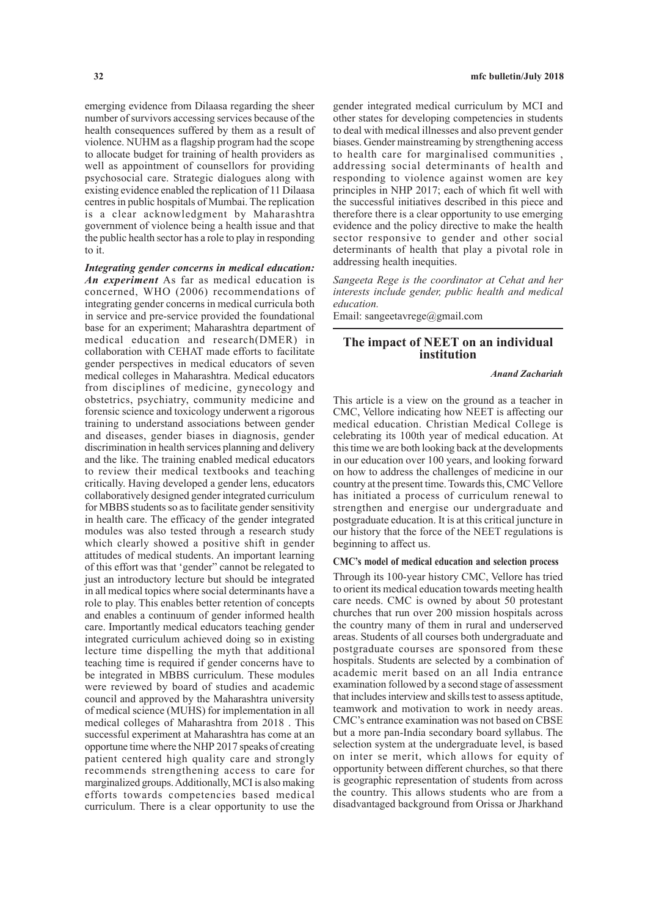emerging evidence from Dilaasa regarding the sheer number of survivors accessing services because of the health consequences suffered by them as a result of violence. NUHM as a flagship program had the scope to allocate budget for training of health providers as well as appointment of counsellors for providing psychosocial care. Strategic dialogues along with existing evidence enabled the replication of 11 Dilaasa centres in public hospitals of Mumbai. The replication is a clear acknowledgment by Maharashtra government of violence being a health issue and that the public health sector has a role to play in responding to it.

***Integrating gender concerns in medical education: An experiment*** As far as medical education is concerned, WHO (2006) recommendations of integrating gender concerns in medical curricula both in service and pre-service provided the foundational base for an experiment; Maharashtra department of medical education and research(DMER) in collaboration with CEHAT made efforts to facilitate gender perspectives in medical educators of seven medical colleges in Maharashtra. Medical educators from disciplines of medicine, gynecology and obstetrics, psychiatry, community medicine and forensic science and toxicology underwent a rigorous training to understand associations between gender and diseases, gender biases in diagnosis, gender discrimination in health services planning and delivery and the like. The training enabled medical educators to review their medical textbooks and teaching critically. Having developed a gender lens, educators collaboratively designed gender integrated curriculum for MBBS students so as to facilitate gender sensitivity in health care. The efficacy of the gender integrated modules was also tested through a research study which clearly showed a positive shift in gender attitudes of medical students. An important learning of this effort was that 'gender" cannot be relegated to just an introductory lecture but should be integrated in all medical topics where social determinants have a role to play. This enables better retention of concepts and enables a continuum of gender informed health care. Importantly medical educators teaching gender integrated curriculum achieved doing so in existing lecture time dispelling the myth that additional teaching time is required if gender concerns have to be integrated in MBBS curriculum. These modules were reviewed by board of studies and academic council and approved by the Maharashtra university of medical science (MUHS) for implementation in all medical colleges of Maharashtra from 2018 . This successful experiment at Maharashtra has come at an opportune time where the NHP 2017 speaks of creating patient centered high quality care and strongly recommends strengthening access to care for marginalized groups. Additionally, MCI is also making efforts towards competencies based medical curriculum. There is a clear opportunity to use the gender integrated medical curriculum by MCI and other states for developing competencies in students to deal with medical illnesses and also prevent gender biases. Gender mainstreaming by strengthening access to health care for marginalised communities , addressing social determinants of health and responding to violence against women are key principles in NHP 2017; each of which fit well with the successful initiatives described in this piece and therefore there is a clear opportunity to use emerging evidence and the policy directive to make the health sector responsive to gender and other social determinants of health that play a pivotal role in addressing health inequities.

*Sangeeta Rege is the coordinator at Cehat and her interests include gender, public health and medical education.*
Email: sangeetavrege@gmail.com

## The impact of NEET on an individual institution

***Anand Zachariah***

This article is a view on the ground as a teacher in CMC, Vellore indicating how NEET is affecting our medical education. Christian Medical College is celebrating its 100th year of medical education. At this time we are both looking back at the developments in our education over 100 years, and looking forward on how to address the challenges of medicine in our country at the present time. Towards this, CMC Vellore has initiated a process of curriculum renewal to strengthen and energise our undergraduate and postgraduate education. It is at this critical juncture in our history that the force of the NEET regulations is beginning to affect us.

### CMC's model of medical education and selection process

Through its 100-year history CMC, Vellore has tried to orient its medical education towards meeting health care needs. CMC is owned by about 50 protestant churches that run over 200 mission hospitals across the country many of them in rural and underserved areas. Students of all courses both undergraduate and postgraduate courses are sponsored from these hospitals. Students are selected by a combination of academic merit based on an all India entrance examination followed by a second stage of assessment that includes interview and skills test to assess aptitude, teamwork and motivation to work in needy areas. CMC's entrance examination was not based on CBSE but a more pan-India secondary board syllabus. The selection system at the undergraduate level, is based on inter se merit, which allows for equity of opportunity between different churches, so that there is geographic representation of students from across the country. This allows students who are from a disadvantaged background from Orissa or Jharkhand